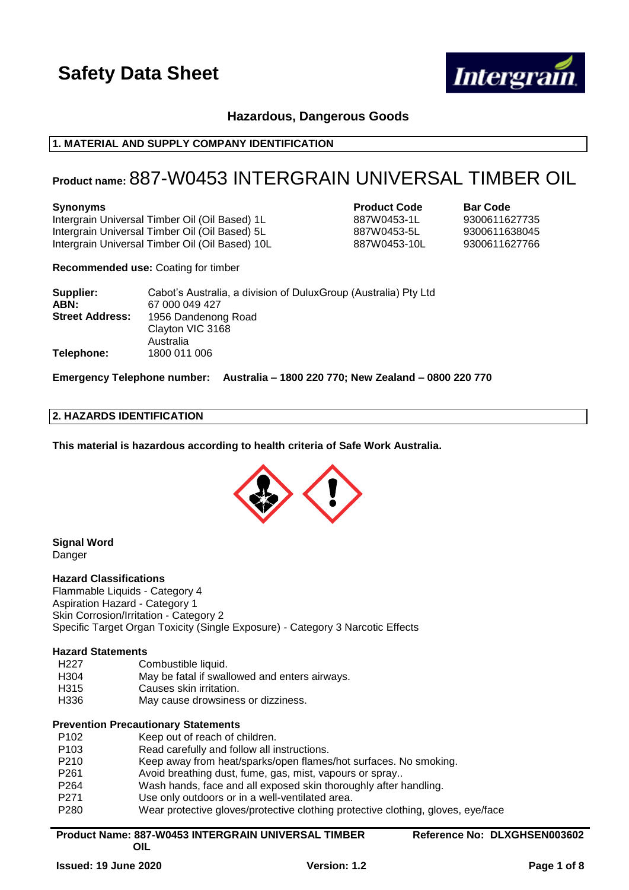# Safety Data Sheet

**Hazardous, Dangerous Goods**

## 1. MATERIAL AND SUPPLY COMPANY IDENTIFICATION

**Product name:** 887-W0453 INTERGRAIN UNIVERSAL TIMBER OIL

| **Synonyms** | **Product Code** | **Bar Code** |
|---|---|---|
| Intergrain Universal Timber Oil (Oil Based) 1L | 887W0453-1L | 9300611627735 |
| Intergrain Universal Timber Oil (Oil Based) 5L | 887W0453-5L | 9300611638045 |
| Intergrain Universal Timber Oil (Oil Based) 10L | 887W0453-10L | 9300611627766 |

**Recommended use:** Coating for timber

**Supplier:** Cabot's Australia, a division of DuluxGroup (Australia) Pty Ltd
**ABN:** 67 000 049 427
**Street Address:** 1956 Dandenong Road
Clayton VIC 3168
Australia
**Telephone:** 1800 011 006

**Emergency Telephone number: Australia – 1800 220 770; New Zealand – 0800 220 770**

## 2. HAZARDS IDENTIFICATION

**This material is hazardous according to health criteria of Safe Work Australia.**

**Signal Word**
Danger

**Hazard Classifications**
Flammable Liquids - Category 4
Aspiration Hazard - Category 1
Skin Corrosion/Irritation - Category 2
Specific Target Organ Toxicity (Single Exposure) - Category 3 Narcotic Effects

**Hazard Statements**

| | |
|---|---|
| H227 | Combustible liquid. |
| H304 | May be fatal if swallowed and enters airways. |
| H315 | Causes skin irritation. |
| H336 | May cause drowsiness or dizziness. |

**Prevention Precautionary Statements**

| | |
|---|---|
| P102 | Keep out of reach of children. |
| P103 | Read carefully and follow all instructions. |
| P210 | Keep away from heat/sparks/open flames/hot surfaces. No smoking. |
| P261 | Avoid breathing dust, fume, gas, mist, vapours or spray.. |
| P264 | Wash hands, face and all exposed skin thoroughly after handling. |
| P271 | Use only outdoors or in a well-ventilated area. |
| P280 | Wear protective gloves/protective clothing protective clothing, gloves, eye/face |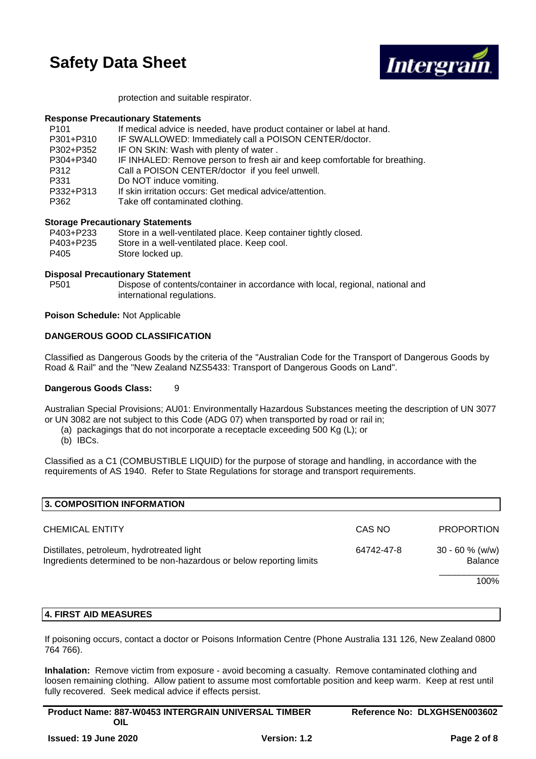protection and suitable respirator.

**Response Precautionary Statements**

| | |
|---|---|
| P101 | If medical advice is needed, have product container or label at hand. |
| P301+P310 | IF SWALLOWED: Immediately call a POISON CENTER/doctor. |
| P302+P352 | IF ON SKIN: Wash with plenty of water . |
| P304+P340 | IF INHALED: Remove person to fresh air and keep comfortable for breathing. |
| P312 | Call a POISON CENTER/doctor if you feel unwell. |
| P331 | Do NOT induce vomiting. |
| P332+P313 | If skin irritation occurs: Get medical advice/attention. |
| P362 | Take off contaminated clothing. |

**Storage Precautionary Statements**

| | |
|---|---|
| P403+P233 | Store in a well-ventilated place. Keep container tightly closed. |
| P403+P235 | Store in a well-ventilated place. Keep cool. |
| P405 | Store locked up. |

**Disposal Precautionary Statement**

| | |
|---|---|
| P501 | Dispose of contents/container in accordance with local, regional, national and international regulations. |

**Poison Schedule:** Not Applicable

**DANGEROUS GOOD CLASSIFICATION**

Classified as Dangerous Goods by the criteria of the "Australian Code for the Transport of Dangerous Goods by Road & Rail" and the "New Zealand NZS5433: Transport of Dangerous Goods on Land".

**Dangerous Goods Class:** 9

Australian Special Provisions; AU01: Environmentally Hazardous Substances meeting the description of UN 3077 or UN 3082 are not subject to this Code (ADG 07) when transported by road or rail in;

(a) packagings that do not incorporate a receptacle exceeding 500 Kg (L); or
(b) IBCs.

Classified as a C1 (COMBUSTIBLE LIQUID) for the purpose of storage and handling, in accordance with the requirements of AS 1940. Refer to State Regulations for storage and transport requirements.

## 3. COMPOSITION INFORMATION

| CHEMICAL ENTITY | CAS NO | PROPORTION |
|---|---|---|
| Distillates, petroleum, hydrotreated light | 64742-47-8 | 30 - 60 % (w/w) |
| Ingredients determined to be non-hazardous or below reporting limits | | Balance |
| | | 100% |

## 4. FIRST AID MEASURES

If poisoning occurs, contact a doctor or Poisons Information Centre (Phone Australia 131 126, New Zealand 0800 764 766).

**Inhalation:** Remove victim from exposure - avoid becoming a casualty. Remove contaminated clothing and loosen remaining clothing. Allow patient to assume most comfortable position and keep warm. Keep at rest until fully recovered. Seek medical advice if effects persist.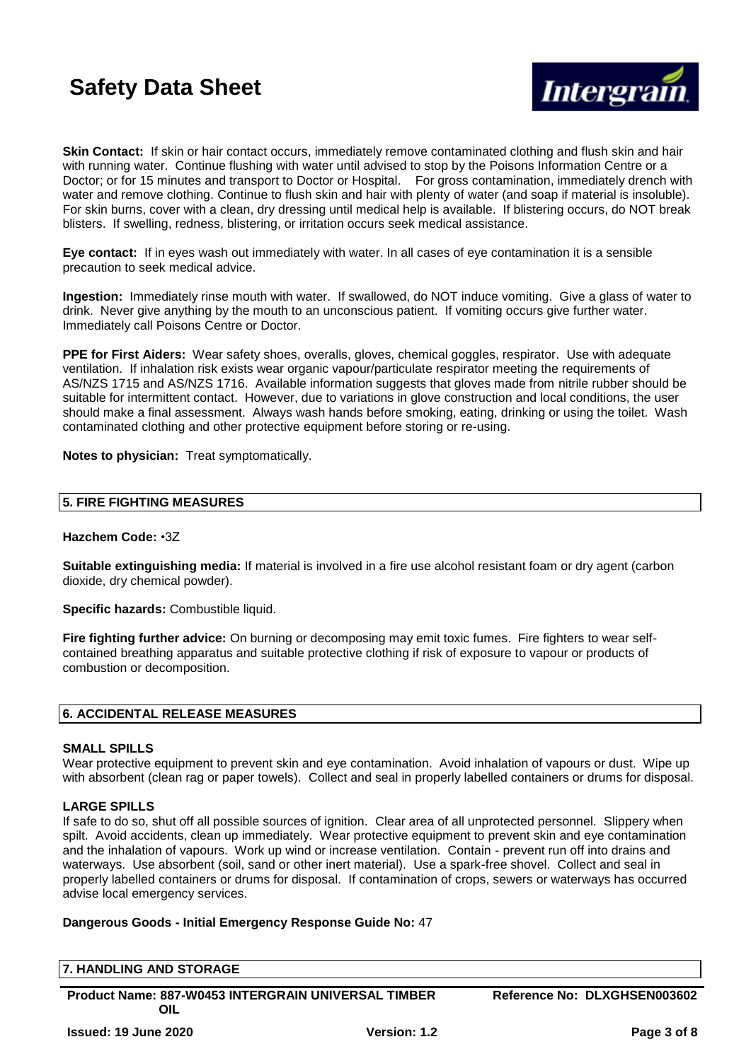**Skin Contact:** If skin or hair contact occurs, immediately remove contaminated clothing and flush skin and hair with running water. Continue flushing with water until advised to stop by the Poisons Information Centre or a Doctor; or for 15 minutes and transport to Doctor or Hospital. For gross contamination, immediately drench with water and remove clothing. Continue to flush skin and hair with plenty of water (and soap if material is insoluble). For skin burns, cover with a clean, dry dressing until medical help is available. If blistering occurs, do NOT break blisters. If swelling, redness, blistering, or irritation occurs seek medical assistance.

**Eye contact:** If in eyes wash out immediately with water. In all cases of eye contamination it is a sensible precaution to seek medical advice.

**Ingestion:** Immediately rinse mouth with water. If swallowed, do NOT induce vomiting. Give a glass of water to drink. Never give anything by the mouth to an unconscious patient. If vomiting occurs give further water. Immediately call Poisons Centre or Doctor.

**PPE for First Aiders:** Wear safety shoes, overalls, gloves, chemical goggles, respirator. Use with adequate ventilation. If inhalation risk exists wear organic vapour/particulate respirator meeting the requirements of AS/NZS 1715 and AS/NZS 1716. Available information suggests that gloves made from nitrile rubber should be suitable for intermittent contact. However, due to variations in glove construction and local conditions, the user should make a final assessment. Always wash hands before smoking, eating, drinking or using the toilet. Wash contaminated clothing and other protective equipment before storing or re-using.

**Notes to physician:** Treat symptomatically.

## 5. FIRE FIGHTING MEASURES

**Hazchem Code:** •3Z

**Suitable extinguishing media:** If material is involved in a fire use alcohol resistant foam or dry agent (carbon dioxide, dry chemical powder).

**Specific hazards:** Combustible liquid.

**Fire fighting further advice:** On burning or decomposing may emit toxic fumes. Fire fighters to wear self-contained breathing apparatus and suitable protective clothing if risk of exposure to vapour or products of combustion or decomposition.

## 6. ACCIDENTAL RELEASE MEASURES

### SMALL SPILLS

Wear protective equipment to prevent skin and eye contamination. Avoid inhalation of vapours or dust. Wipe up with absorbent (clean rag or paper towels). Collect and seal in properly labelled containers or drums for disposal.

### LARGE SPILLS

If safe to do so, shut off all possible sources of ignition. Clear area of all unprotected personnel. Slippery when spilt. Avoid accidents, clean up immediately. Wear protective equipment to prevent skin and eye contamination and the inhalation of vapours. Work up wind or increase ventilation. Contain - prevent run off into drains and waterways. Use absorbent (soil, sand or other inert material). Use a spark-free shovel. Collect and seal in properly labelled containers or drums for disposal. If contamination of crops, sewers or waterways has occurred advise local emergency services.

**Dangerous Goods - Initial Emergency Response Guide No:** 47

## 7. HANDLING AND STORAGE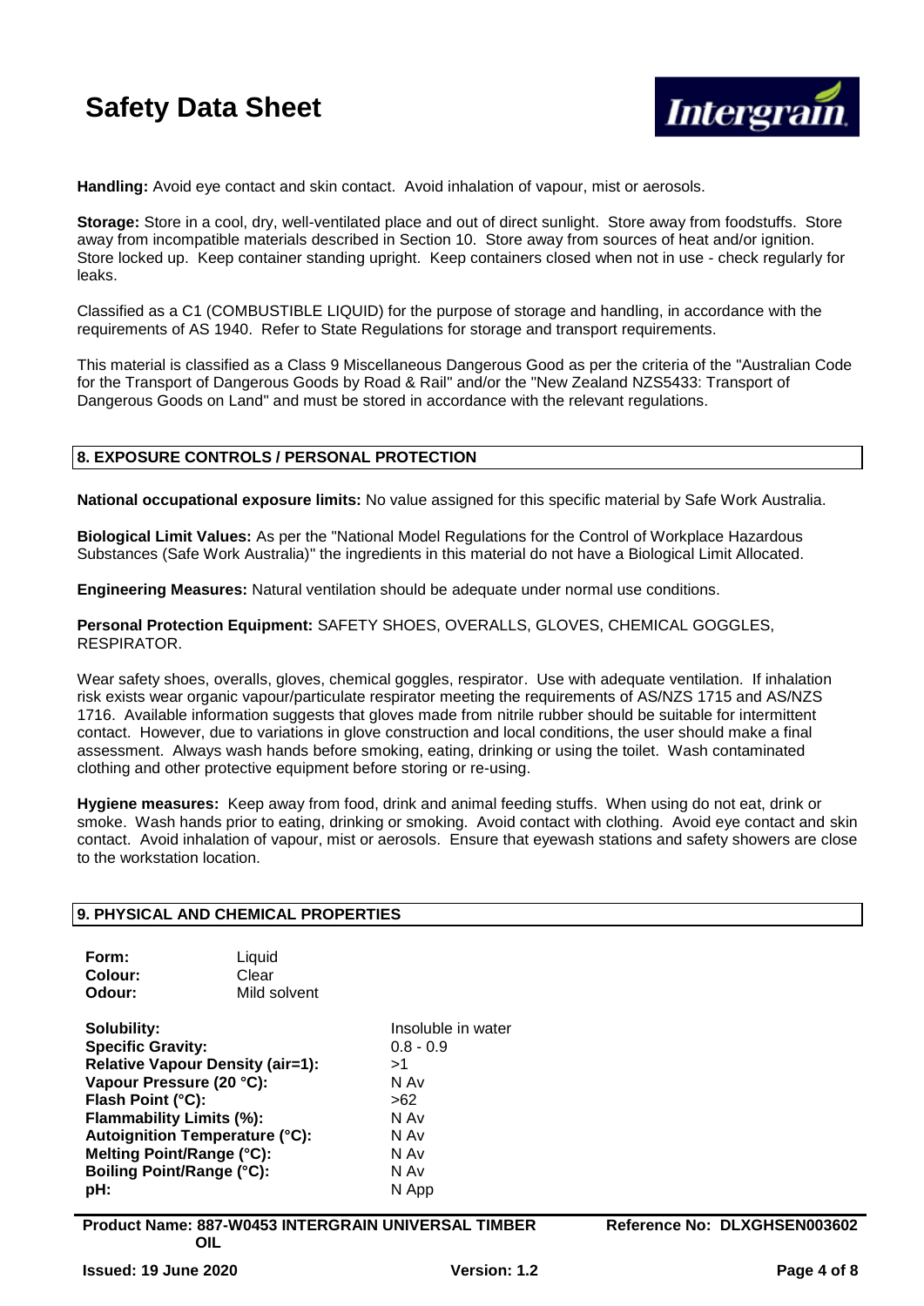**Handling:** Avoid eye contact and skin contact. Avoid inhalation of vapour, mist or aerosols.

**Storage:** Store in a cool, dry, well-ventilated place and out of direct sunlight. Store away from foodstuffs. Store away from incompatible materials described in Section 10. Store away from sources of heat and/or ignition. Store locked up. Keep container standing upright. Keep containers closed when not in use - check regularly for leaks.

Classified as a C1 (COMBUSTIBLE LIQUID) for the purpose of storage and handling, in accordance with the requirements of AS 1940. Refer to State Regulations for storage and transport requirements.

This material is classified as a Class 9 Miscellaneous Dangerous Good as per the criteria of the "Australian Code for the Transport of Dangerous Goods by Road & Rail" and/or the "New Zealand NZS5433: Transport of Dangerous Goods on Land" and must be stored in accordance with the relevant regulations.

## 8. EXPOSURE CONTROLS / PERSONAL PROTECTION

**National occupational exposure limits:** No value assigned for this specific material by Safe Work Australia.

**Biological Limit Values:** As per the "National Model Regulations for the Control of Workplace Hazardous Substances (Safe Work Australia)" the ingredients in this material do not have a Biological Limit Allocated.

**Engineering Measures:** Natural ventilation should be adequate under normal use conditions.

**Personal Protection Equipment:** SAFETY SHOES, OVERALLS, GLOVES, CHEMICAL GOGGLES, RESPIRATOR.

Wear safety shoes, overalls, gloves, chemical goggles, respirator. Use with adequate ventilation. If inhalation risk exists wear organic vapour/particulate respirator meeting the requirements of AS/NZS 1715 and AS/NZS 1716. Available information suggests that gloves made from nitrile rubber should be suitable for intermittent contact. However, due to variations in glove construction and local conditions, the user should make a final assessment. Always wash hands before smoking, eating, drinking or using the toilet. Wash contaminated clothing and other protective equipment before storing or re-using.

**Hygiene measures:** Keep away from food, drink and animal feeding stuffs. When using do not eat, drink or smoke. Wash hands prior to eating, drinking or smoking. Avoid contact with clothing. Avoid eye contact and skin contact. Avoid inhalation of vapour, mist or aerosols. Ensure that eyewash stations and safety showers are close to the workstation location.

## 9. PHYSICAL AND CHEMICAL PROPERTIES

| | |
|---|---|
| **Form:** | Liquid |
| **Colour:** | Clear |
| **Odour:** | Mild solvent |

| | |
|---|---|
| **Solubility:** | Insoluble in water |
| **Specific Gravity:** | 0.8 - 0.9 |
| **Relative Vapour Density (air=1):** | >1 |
| **Vapour Pressure (20 °C):** | N Av |
| **Flash Point (°C):** | >62 |
| **Flammability Limits (%):** | N Av |
| **Autoignition Temperature (°C):** | N Av |
| **Melting Point/Range (°C):** | N Av |
| **Boiling Point/Range (°C):** | N Av |
| **pH:** | N App |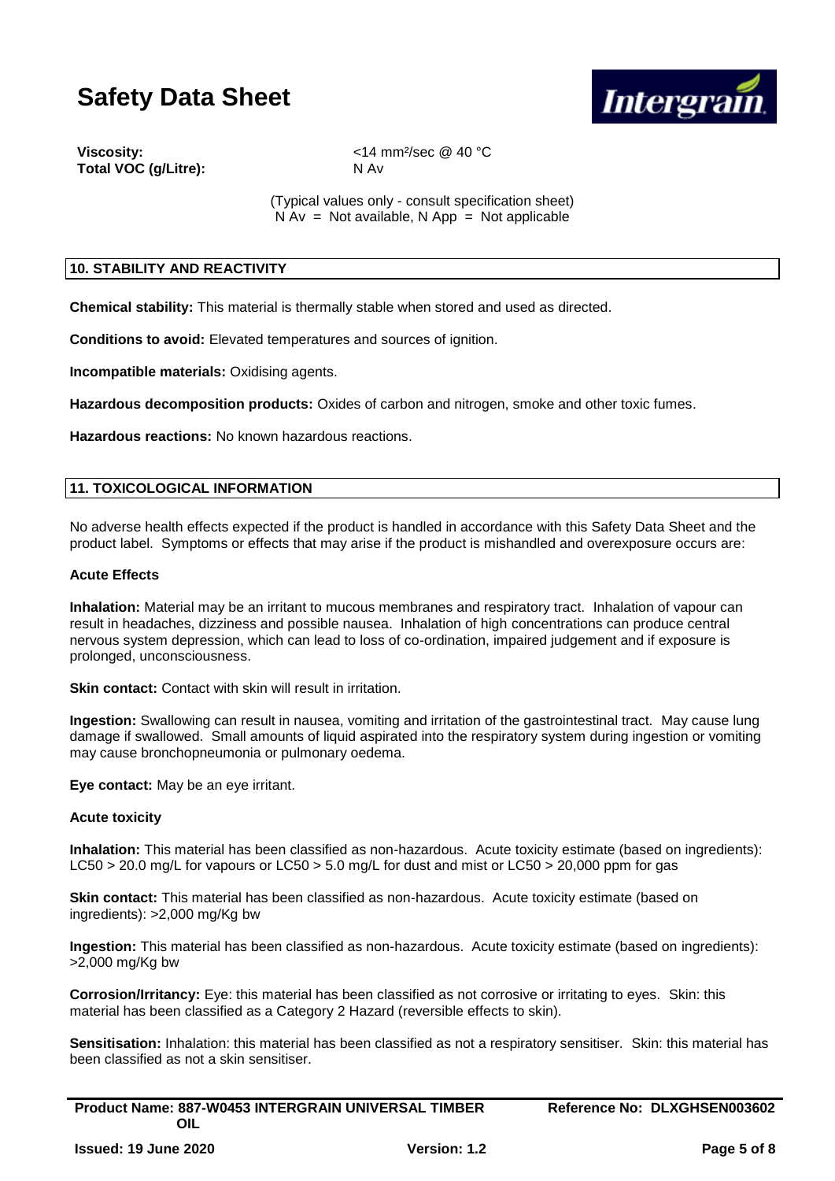**Viscosity:** <14 mm²/sec @ 40 °C
**Total VOC (g/Litre):** N Av

(Typical values only - consult specification sheet)
N Av = Not available, N App = Not applicable

## 10. STABILITY AND REACTIVITY

**Chemical stability:** This material is thermally stable when stored and used as directed.

**Conditions to avoid:** Elevated temperatures and sources of ignition.

**Incompatible materials:** Oxidising agents.

**Hazardous decomposition products:** Oxides of carbon and nitrogen, smoke and other toxic fumes.

**Hazardous reactions:** No known hazardous reactions.

## 11. TOXICOLOGICAL INFORMATION

No adverse health effects expected if the product is handled in accordance with this Safety Data Sheet and the product label. Symptoms or effects that may arise if the product is mishandled and overexposure occurs are:

### Acute Effects

**Inhalation:** Material may be an irritant to mucous membranes and respiratory tract. Inhalation of vapour can result in headaches, dizziness and possible nausea. Inhalation of high concentrations can produce central nervous system depression, which can lead to loss of co-ordination, impaired judgement and if exposure is prolonged, unconsciousness.

**Skin contact:** Contact with skin will result in irritation.

**Ingestion:** Swallowing can result in nausea, vomiting and irritation of the gastrointestinal tract. May cause lung damage if swallowed. Small amounts of liquid aspirated into the respiratory system during ingestion or vomiting may cause bronchopneumonia or pulmonary oedema.

**Eye contact:** May be an eye irritant.

### Acute toxicity

**Inhalation:** This material has been classified as non-hazardous. Acute toxicity estimate (based on ingredients): LC50 > 20.0 mg/L for vapours or LC50 > 5.0 mg/L for dust and mist or LC50 > 20,000 ppm for gas

**Skin contact:** This material has been classified as non-hazardous. Acute toxicity estimate (based on ingredients): >2,000 mg/Kg bw

**Ingestion:** This material has been classified as non-hazardous. Acute toxicity estimate (based on ingredients): >2,000 mg/Kg bw

**Corrosion/Irritancy:** Eye: this material has been classified as not corrosive or irritating to eyes. Skin: this material has been classified as a Category 2 Hazard (reversible effects to skin).

**Sensitisation:** Inhalation: this material has been classified as not a respiratory sensitiser. Skin: this material has been classified as not a skin sensitiser.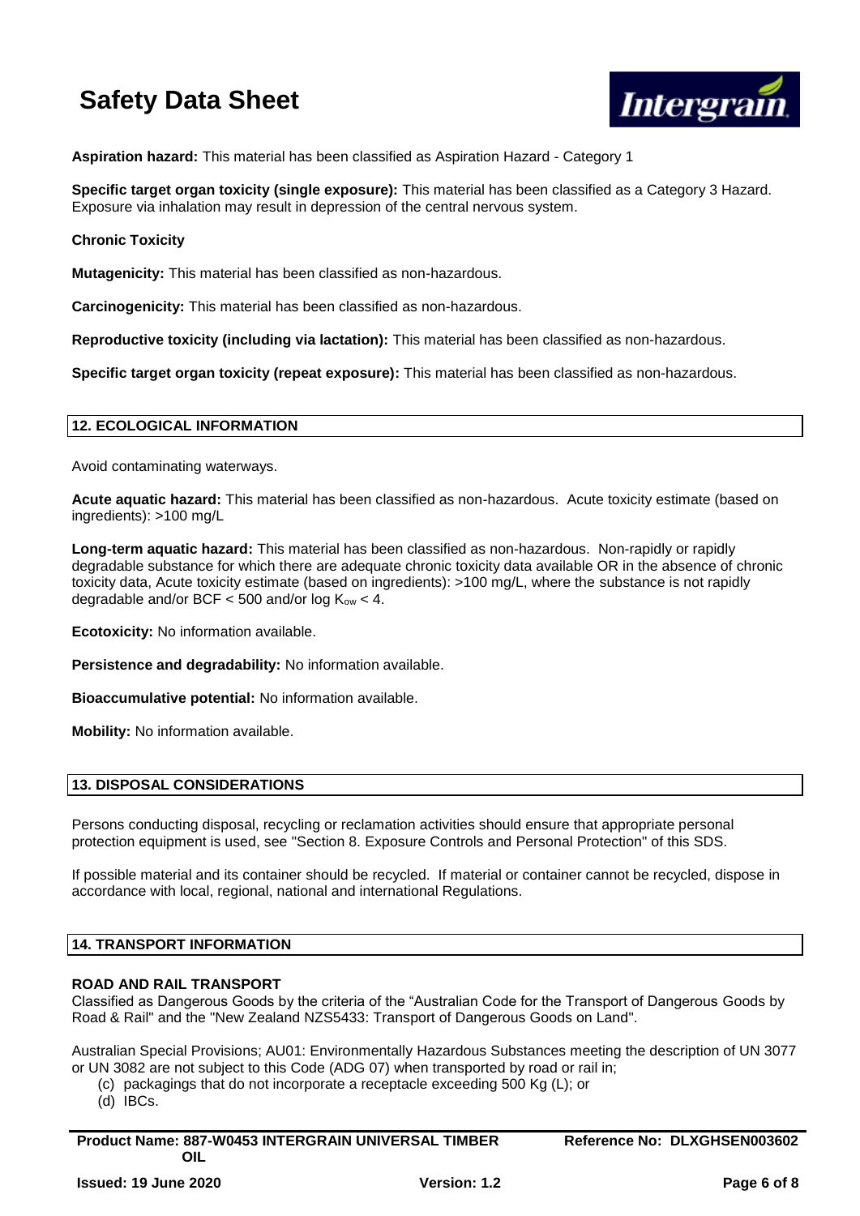**Aspiration hazard:** This material has been classified as Aspiration Hazard - Category 1

**Specific target organ toxicity (single exposure):** This material has been classified as a Category 3 Hazard. Exposure via inhalation may result in depression of the central nervous system.

**Chronic Toxicity**

**Mutagenicity:** This material has been classified as non-hazardous.

**Carcinogenicity:** This material has been classified as non-hazardous.

**Reproductive toxicity (including via lactation):** This material has been classified as non-hazardous.

**Specific target organ toxicity (repeat exposure):** This material has been classified as non-hazardous.

## 12. ECOLOGICAL INFORMATION

Avoid contaminating waterways.

**Acute aquatic hazard:** This material has been classified as non-hazardous. Acute toxicity estimate (based on ingredients): >100 mg/L

**Long-term aquatic hazard:** This material has been classified as non-hazardous. Non-rapidly or rapidly degradable substance for which there are adequate chronic toxicity data available OR in the absence of chronic toxicity data, Acute toxicity estimate (based on ingredients): >100 mg/L, where the substance is not rapidly degradable and/or BCF < 500 and/or log $K_{ow}$ < 4.

**Ecotoxicity:** No information available.

**Persistence and degradability:** No information available.

**Bioaccumulative potential:** No information available.

**Mobility:** No information available.

## 13. DISPOSAL CONSIDERATIONS

Persons conducting disposal, recycling or reclamation activities should ensure that appropriate personal protection equipment is used, see "Section 8. Exposure Controls and Personal Protection" of this SDS.

If possible material and its container should be recycled. If material or container cannot be recycled, dispose in accordance with local, regional, national and international Regulations.

## 14. TRANSPORT INFORMATION

**ROAD AND RAIL TRANSPORT**

Classified as Dangerous Goods by the criteria of the "Australian Code for the Transport of Dangerous Goods by Road & Rail" and the "New Zealand NZS5433: Transport of Dangerous Goods on Land".

Australian Special Provisions; AU01: Environmentally Hazardous Substances meeting the description of UN 3077 or UN 3082 are not subject to this Code (ADG 07) when transported by road or rail in;

(c) packagings that do not incorporate a receptacle exceeding 500 Kg (L); or
(d) IBCs.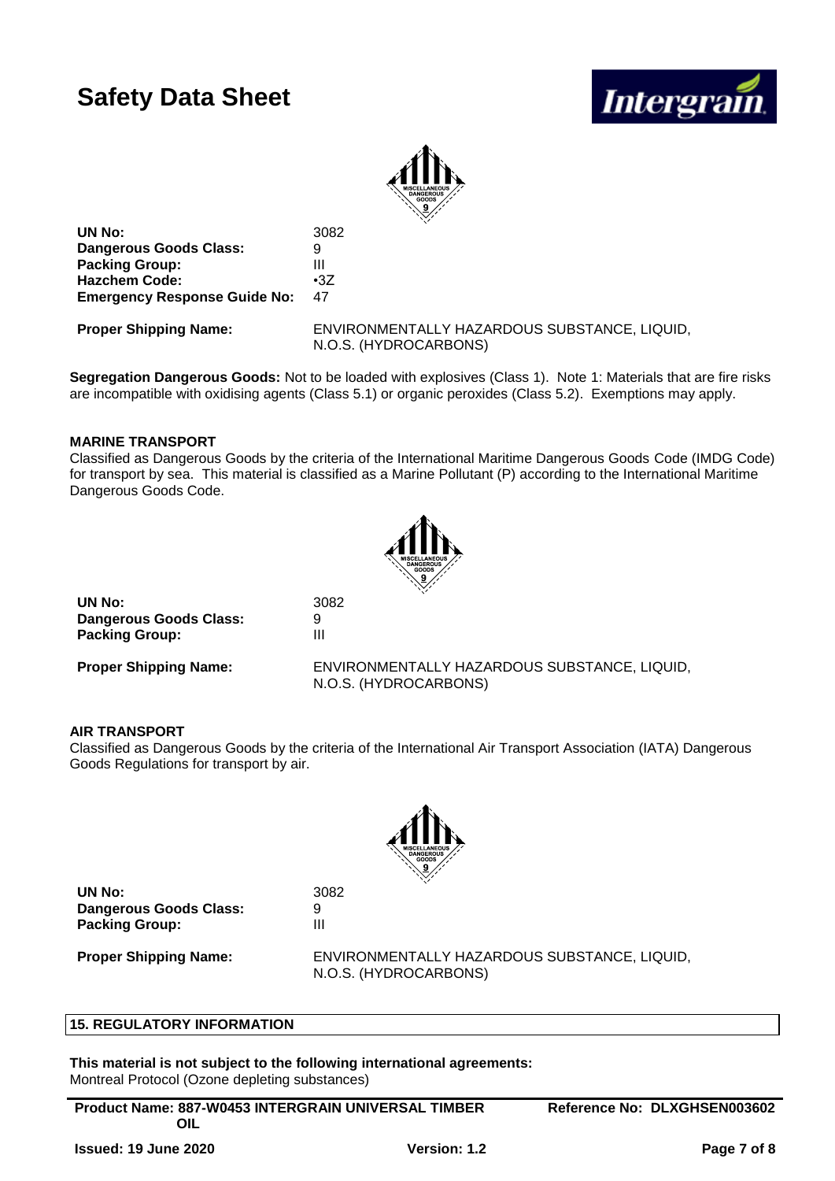| | |
|---|---|
| **UN No:** | 3082 |
| **Dangerous Goods Class:** | 9 |
| **Packing Group:** | III |
| **Hazchem Code:** | •3Z |
| **Emergency Response Guide No:** | 47 |

**Proper Shipping Name:** ENVIRONMENTALLY HAZARDOUS SUBSTANCE, LIQUID, N.O.S. (HYDROCARBONS)

**Segregation Dangerous Goods:** Not to be loaded with explosives (Class 1). Note 1: Materials that are fire risks are incompatible with oxidising agents (Class 5.1) or organic peroxides (Class 5.2). Exemptions may apply.

**MARINE TRANSPORT**

Classified as Dangerous Goods by the criteria of the International Maritime Dangerous Goods Code (IMDG Code) for transport by sea. This material is classified as a Marine Pollutant (P) according to the International Maritime Dangerous Goods Code.

| | |
|---|---|
| **UN No:** | 3082 |
| **Dangerous Goods Class:** | 9 |
| **Packing Group:** | III |

**Proper Shipping Name:** ENVIRONMENTALLY HAZARDOUS SUBSTANCE, LIQUID, N.O.S. (HYDROCARBONS)

**AIR TRANSPORT**

Classified as Dangerous Goods by the criteria of the International Air Transport Association (IATA) Dangerous Goods Regulations for transport by air.

| | |
|---|---|
| **UN No:** | 3082 |
| **Dangerous Goods Class:** | 9 |
| **Packing Group:** | III |

**Proper Shipping Name:** ENVIRONMENTALLY HAZARDOUS SUBSTANCE, LIQUID, N.O.S. (HYDROCARBONS)

## 15. REGULATORY INFORMATION

**This material is not subject to the following international agreements:**

Montreal Protocol (Ozone depleting substances)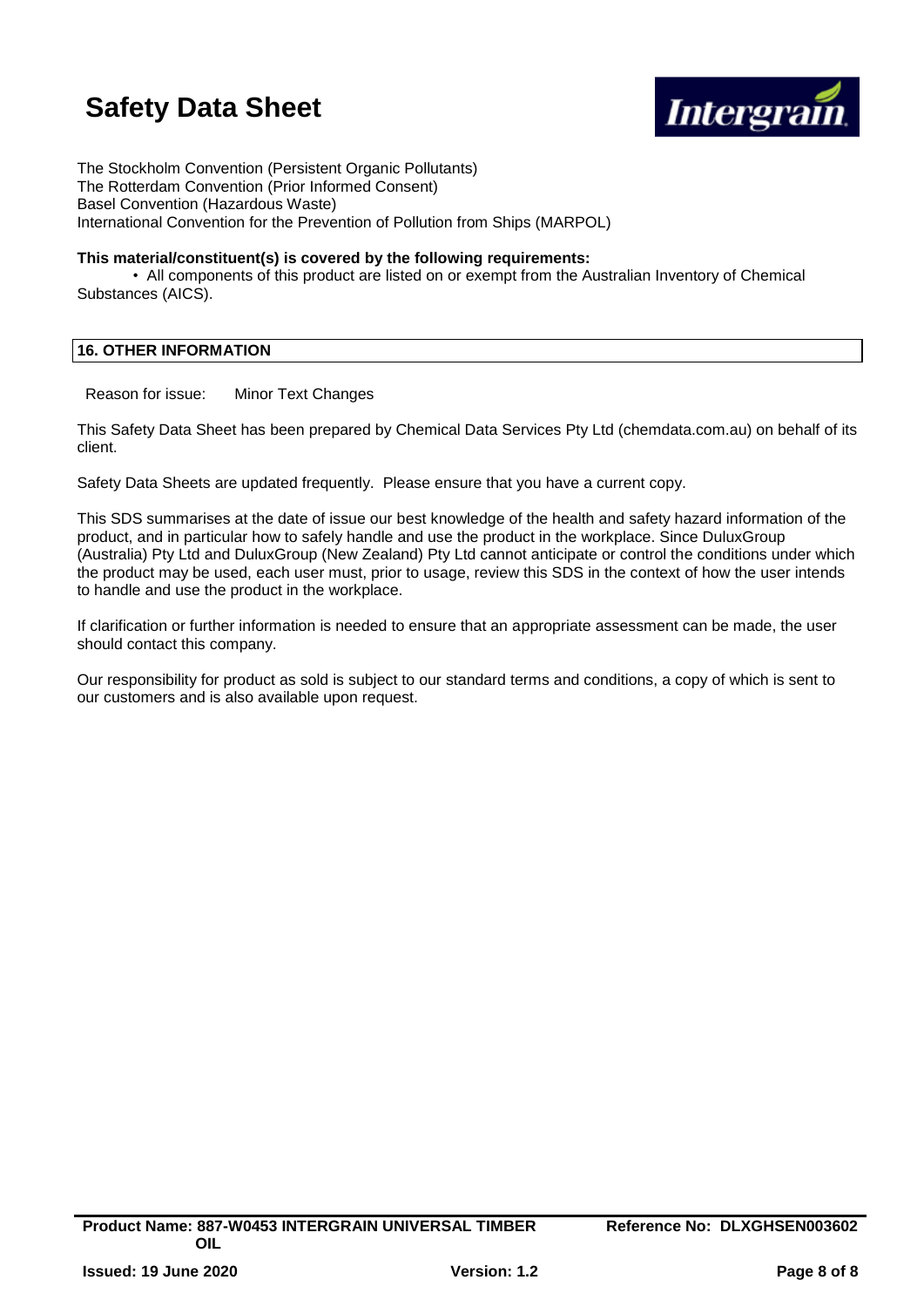The Stockholm Convention (Persistent Organic Pollutants)
The Rotterdam Convention (Prior Informed Consent)
Basel Convention (Hazardous Waste)
International Convention for the Prevention of Pollution from Ships (MARPOL)

**This material/constituent(s) is covered by the following requirements:**

- All components of this product are listed on or exempt from the Australian Inventory of Chemical Substances (AICS).

## 16. OTHER INFORMATION

Reason for issue: Minor Text Changes

This Safety Data Sheet has been prepared by Chemical Data Services Pty Ltd (chemdata.com.au) on behalf of its client.

Safety Data Sheets are updated frequently. Please ensure that you have a current copy.

This SDS summarises at the date of issue our best knowledge of the health and safety hazard information of the product, and in particular how to safely handle and use the product in the workplace. Since DuluxGroup (Australia) Pty Ltd and DuluxGroup (New Zealand) Pty Ltd cannot anticipate or control the conditions under which the product may be used, each user must, prior to usage, review this SDS in the context of how the user intends to handle and use the product in the workplace.

If clarification or further information is needed to ensure that an appropriate assessment can be made, the user should contact this company.

Our responsibility for product as sold is subject to our standard terms and conditions, a copy of which is sent to our customers and is also available upon request.